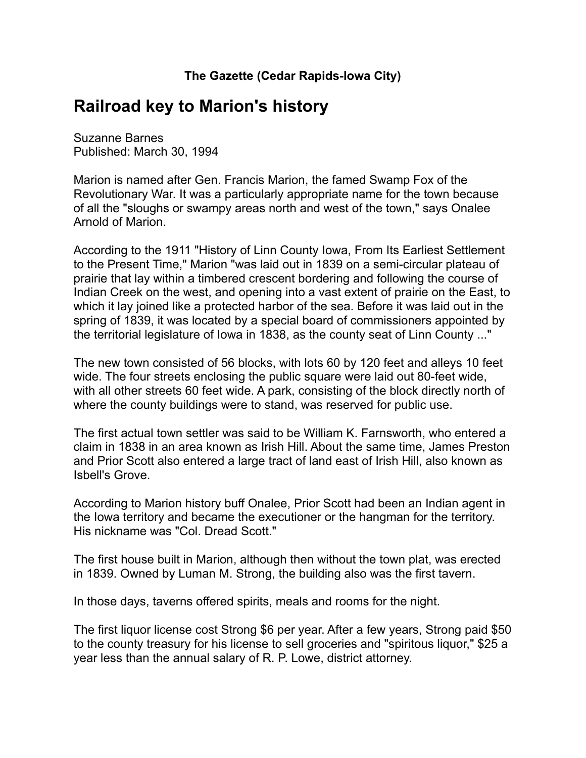**The Gazette (Cedar Rapids-Iowa City)**

# Railroad key to Marion's history

Suzanne Barnes
Published: March 30, 1994

Marion is named after Gen. Francis Marion, the famed Swamp Fox of the Revolutionary War. It was a particularly appropriate name for the town because of all the "sloughs or swampy areas north and west of the town," says Onalee Arnold of Marion.

According to the 1911 "History of Linn County Iowa, From Its Earliest Settlement to the Present Time," Marion "was laid out in 1839 on a semi-circular plateau of prairie that lay within a timbered crescent bordering and following the course of Indian Creek on the west, and opening into a vast extent of prairie on the East, to which it lay joined like a protected harbor of the sea. Before it was laid out in the spring of 1839, it was located by a special board of commissioners appointed by the territorial legislature of Iowa in 1838, as the county seat of Linn County ..."

The new town consisted of 56 blocks, with lots 60 by 120 feet and alleys 10 feet wide. The four streets enclosing the public square were laid out 80-feet wide, with all other streets 60 feet wide. A park, consisting of the block directly north of where the county buildings were to stand, was reserved for public use.

The first actual town settler was said to be William K. Farnsworth, who entered a claim in 1838 in an area known as Irish Hill. About the same time, James Preston and Prior Scott also entered a large tract of land east of Irish Hill, also known as Isbell's Grove.

According to Marion history buff Onalee, Prior Scott had been an Indian agent in the Iowa territory and became the executioner or the hangman for the territory. His nickname was "Col. Dread Scott."

The first house built in Marion, although then without the town plat, was erected in 1839. Owned by Luman M. Strong, the building also was the first tavern.

In those days, taverns offered spirits, meals and rooms for the night.

The first liquor license cost Strong $6 per year. After a few years, Strong paid $50 to the county treasury for his license to sell groceries and "spiritous liquor," $25 a year less than the annual salary of R. P. Lowe, district attorney.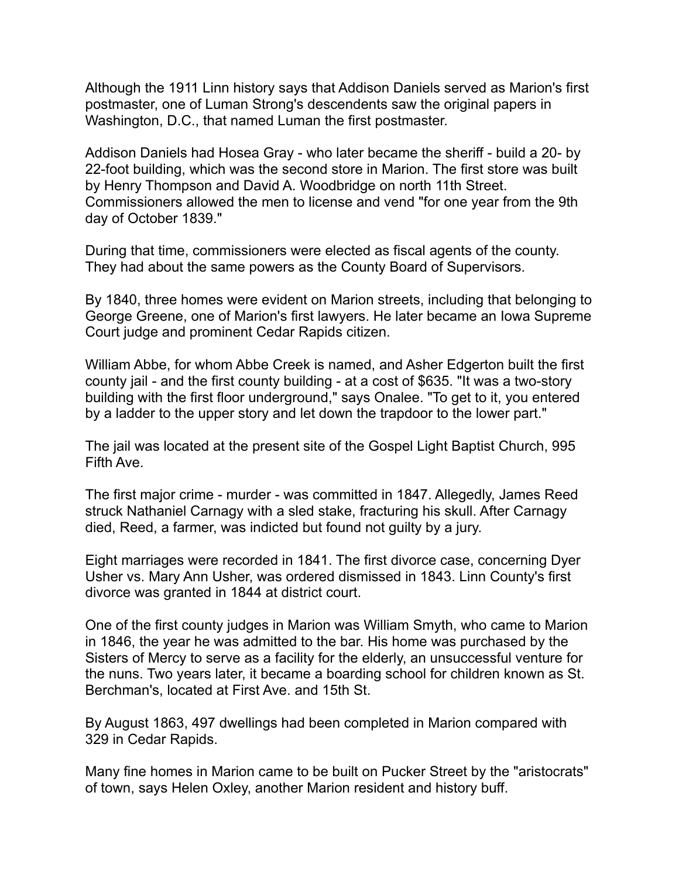Although the 1911 Linn history says that Addison Daniels served as Marion's first postmaster, one of Luman Strong's descendents saw the original papers in Washington, D.C., that named Luman the first postmaster.

Addison Daniels had Hosea Gray - who later became the sheriff - build a 20- by 22-foot building, which was the second store in Marion. The first store was built by Henry Thompson and David A. Woodbridge on north 11th Street. Commissioners allowed the men to license and vend "for one year from the 9th day of October 1839."

During that time, commissioners were elected as fiscal agents of the county. They had about the same powers as the County Board of Supervisors.

By 1840, three homes were evident on Marion streets, including that belonging to George Greene, one of Marion's first lawyers. He later became an Iowa Supreme Court judge and prominent Cedar Rapids citizen.

William Abbe, for whom Abbe Creek is named, and Asher Edgerton built the first county jail - and the first county building - at a cost of $635. "It was a two-story building with the first floor underground," says Onalee. "To get to it, you entered by a ladder to the upper story and let down the trapdoor to the lower part."

The jail was located at the present site of the Gospel Light Baptist Church, 995 Fifth Ave.

The first major crime - murder - was committed in 1847. Allegedly, James Reed struck Nathaniel Carnagy with a sled stake, fracturing his skull. After Carnagy died, Reed, a farmer, was indicted but found not guilty by a jury.

Eight marriages were recorded in 1841. The first divorce case, concerning Dyer Usher vs. Mary Ann Usher, was ordered dismissed in 1843. Linn County's first divorce was granted in 1844 at district court.

One of the first county judges in Marion was William Smyth, who came to Marion in 1846, the year he was admitted to the bar. His home was purchased by the Sisters of Mercy to serve as a facility for the elderly, an unsuccessful venture for the nuns. Two years later, it became a boarding school for children known as St. Berchman's, located at First Ave. and 15th St.

By August 1863, 497 dwellings had been completed in Marion compared with 329 in Cedar Rapids.

Many fine homes in Marion came to be built on Pucker Street by the "aristocrats" of town, says Helen Oxley, another Marion resident and history buff.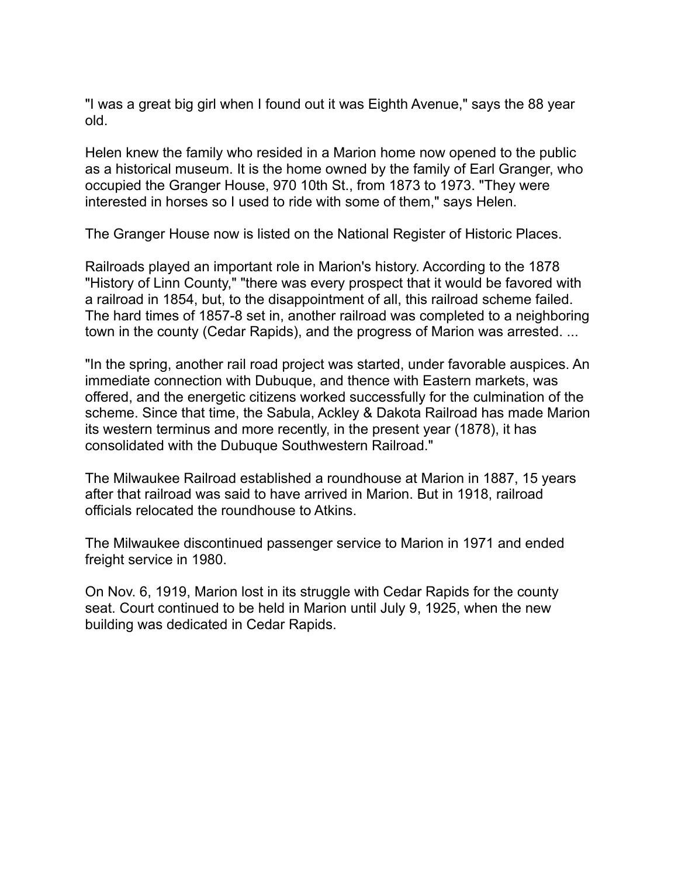"I was a great big girl when I found out it was Eighth Avenue," says the 88 year old.

Helen knew the family who resided in a Marion home now opened to the public as a historical museum. It is the home owned by the family of Earl Granger, who occupied the Granger House, 970 10th St., from 1873 to 1973. "They were interested in horses so I used to ride with some of them," says Helen.

The Granger House now is listed on the National Register of Historic Places.

Railroads played an important role in Marion's history. According to the 1878 "History of Linn County," "there was every prospect that it would be favored with a railroad in 1854, but, to the disappointment of all, this railroad scheme failed. The hard times of 1857-8 set in, another railroad was completed to a neighboring town in the county (Cedar Rapids), and the progress of Marion was arrested. ...

"In the spring, another rail road project was started, under favorable auspices. An immediate connection with Dubuque, and thence with Eastern markets, was offered, and the energetic citizens worked successfully for the culmination of the scheme. Since that time, the Sabula, Ackley & Dakota Railroad has made Marion its western terminus and more recently, in the present year (1878), it has consolidated with the Dubuque Southwestern Railroad."

The Milwaukee Railroad established a roundhouse at Marion in 1887, 15 years after that railroad was said to have arrived in Marion. But in 1918, railroad officials relocated the roundhouse to Atkins.

The Milwaukee discontinued passenger service to Marion in 1971 and ended freight service in 1980.

On Nov. 6, 1919, Marion lost in its struggle with Cedar Rapids for the county seat. Court continued to be held in Marion until July 9, 1925, when the new building was dedicated in Cedar Rapids.